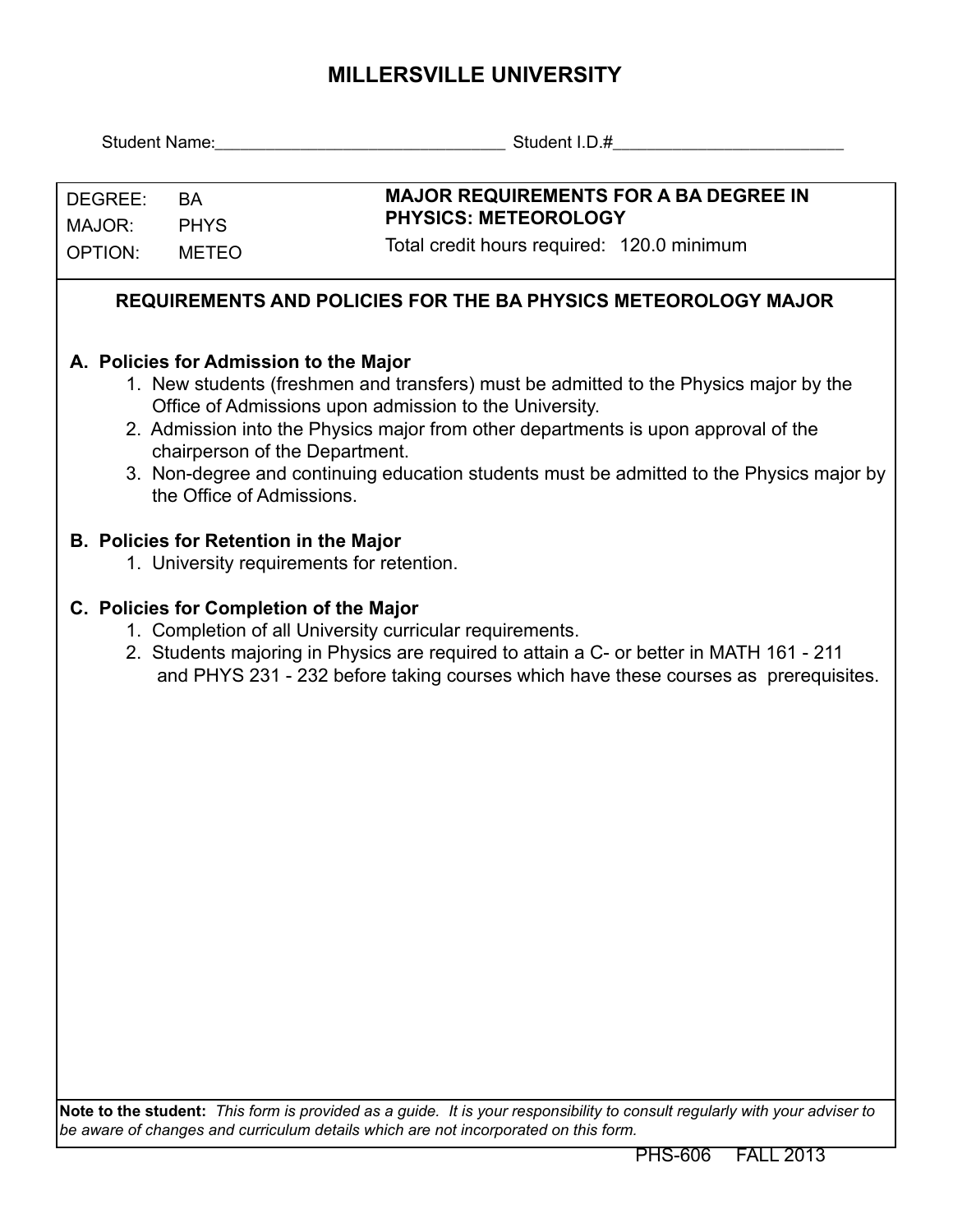# MILLERSVILLE UNIVERSITY

Student Name:_______________________________ Student I.D.#_________________________

| | | |
|---|---|---|
| DEGREE: | BA | **MAJOR REQUIREMENTS FOR A BA DEGREE IN PHYSICS: METEOROLOGY** |
| MAJOR: | PHYS | Total credit hours required: 120.0 minimum |
| OPTION: | METEO | |

## REQUIREMENTS AND POLICIES FOR THE BA PHYSICS METEOROLOGY MAJOR

### A. Policies for Admission to the Major

1. New students (freshmen and transfers) must be admitted to the Physics major by the Office of Admissions upon admission to the University.
2. Admission into the Physics major from other departments is upon approval of the chairperson of the Department.
3. Non-degree and continuing education students must be admitted to the Physics major by the Office of Admissions.

### B. Policies for Retention in the Major

1. University requirements for retention.

### C. Policies for Completion of the Major

1. Completion of all University curricular requirements.
2. Students majoring in Physics are required to attain a C- or better in MATH 161 - 211 and PHYS 231 - 232 before taking courses which have these courses as prerequisites.

**Note to the student:** *This form is provided as a guide. It is your responsibility to consult regularly with your adviser to be aware of changes and curriculum details which are not incorporated on this form.*

PHS-606 FALL 2013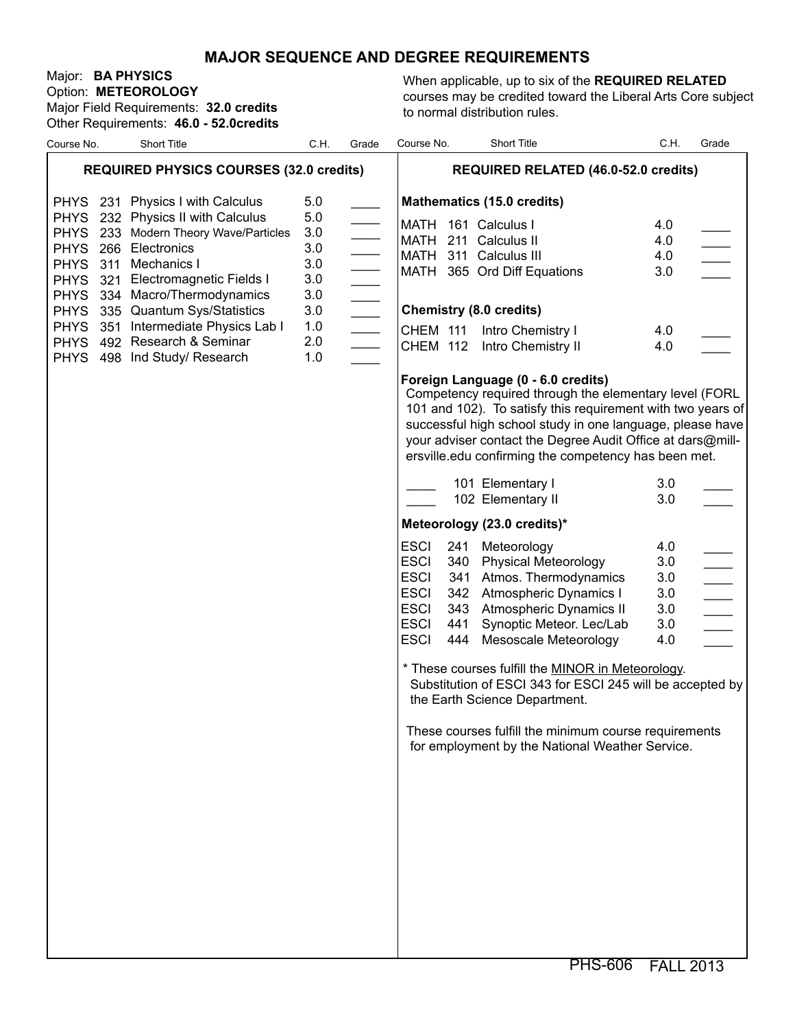# MAJOR SEQUENCE AND DEGREE REQUIREMENTS

Major: **BA PHYSICS**
Option: **METEOROLOGY**
Major Field Requirements: **32.0 credits**
Other Requirements: **46.0 - 52.0credits**

When applicable, up to six of the **REQUIRED RELATED** courses may be credited toward the Liberal Arts Core subject to normal distribution rules.

## REQUIRED PHYSICS COURSES (32.0 credits)

| Course No. | Short Title | C.H. | Grade |
|---|---|---|---|
| PHYS 231 | Physics I with Calculus | 5.0 | ____ |
| PHYS 232 | Physics II with Calculus | 5.0 | ____ |
| PHYS 233 | Modern Theory Wave/Particles | 3.0 | ____ |
| PHYS 266 | Electronics | 3.0 | ____ |
| PHYS 311 | Mechanics I | 3.0 | ____ |
| PHYS 321 | Electromagnetic Fields I | 3.0 | ____ |
| PHYS 334 | Macro/Thermodynamics | 3.0 | ____ |
| PHYS 335 | Quantum Sys/Statistics | 3.0 | ____ |
| PHYS 351 | Intermediate Physics Lab I | 1.0 | ____ |
| PHYS 492 | Research & Seminar | 2.0 | ____ |
| PHYS 498 | Ind Study/ Research | 1.0 | ____ |

## REQUIRED RELATED (46.0-52.0 credits)

### Mathematics (15.0 credits)

| Course No. | Short Title | C.H. | Grade |
|---|---|---|---|
| MATH 161 | Calculus I | 4.0 | ____ |
| MATH 211 | Calculus II | 4.0 | ____ |
| MATH 311 | Calculus III | 4.0 | ____ |
| MATH 365 | Ord Diff Equations | 3.0 | ____ |

### Chemistry (8.0 credits)

| Course No. | Short Title | C.H. | Grade |
|---|---|---|---|
| CHEM 111 | Intro Chemistry I | 4.0 | ____ |
| CHEM 112 | Intro Chemistry II | 4.0 | ____ |

### Foreign Language (0 - 6.0 credits)

Competency required through the elementary level (FORL 101 and 102). To satisfy this requirement with two years of successful high school study in one language, please have your adviser contact the Degree Audit Office at dars@millersville.edu confirming the competency has been met.

| Course No. | Short Title | C.H. | Grade |
|---|---|---|---|
| ____ 101 | Elementary I | 3.0 | ____ |
| ____ 102 | Elementary II | 3.0 | ____ |

### Meteorology (23.0 credits)*

| Course No. | Short Title | C.H. | Grade |
|---|---|---|---|
| ESCI 241 | Meteorology | 4.0 | ____ |
| ESCI 340 | Physical Meteorology | 3.0 | ____ |
| ESCI 341 | Atmos. Thermodynamics | 3.0 | ____ |
| ESCI 342 | Atmospheric Dynamics I | 3.0 | ____ |
| ESCI 343 | Atmospheric Dynamics II | 3.0 | ____ |
| ESCI 441 | Synoptic Meteor. Lec/Lab | 3.0 | ____ |
| ESCI 444 | Mesoscale Meteorology | 4.0 | ____ |

* These courses fulfill the MINOR in Meteorology. Substitution of ESCI 343 for ESCI 245 will be accepted by the Earth Science Department.

These courses fulfill the minimum course requirements for employment by the National Weather Service.

PHS-606 FALL 2013